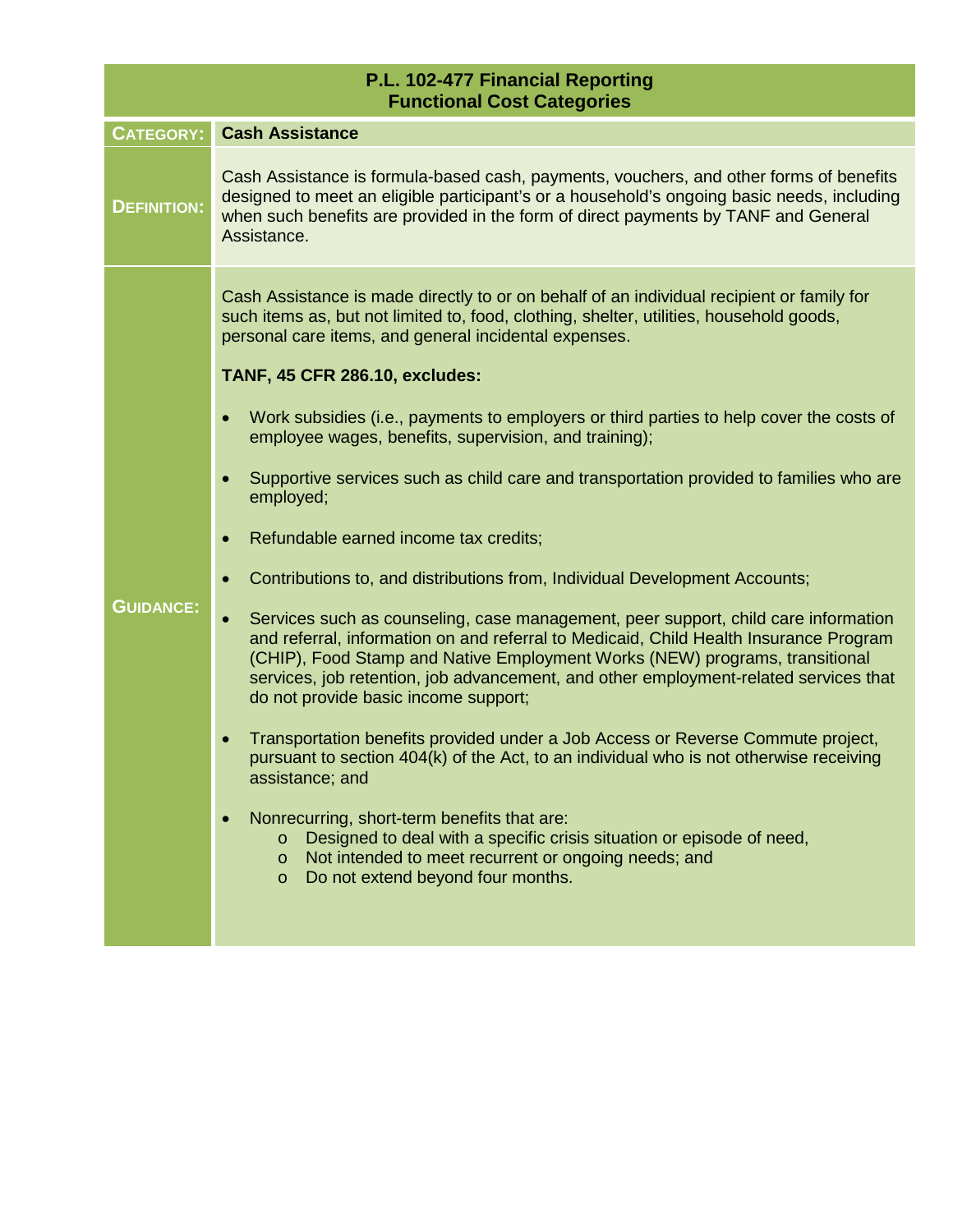# P.L. 102-477 Financial Reporting
## Functional Cost Categories

| | |
|---|---|
| **CATEGORY:** | **Cash Assistance** |
| **DEFINITION:** | Cash Assistance is formula-based cash, payments, vouchers, and other forms of benefits designed to meet an eligible participant's or a household's ongoing basic needs, including when such benefits are provided in the form of direct payments by TANF and General Assistance. |
| **GUIDANCE:** | Cash Assistance is made directly to or on behalf of an individual recipient or family for such items as, but not limited to, food, clothing, shelter, utilities, household goods, personal care items, and general incidental expenses.<br><br>**TANF, 45 CFR 286.10, excludes:**<br><br>• Work subsidies (i.e., payments to employers or third parties to help cover the costs of employee wages, benefits, supervision, and training);<br>• Supportive services such as child care and transportation provided to families who are employed;<br>• Refundable earned income tax credits;<br>• Contributions to, and distributions from, Individual Development Accounts;<br>• Services such as counseling, case management, peer support, child care information and referral, information on and referral to Medicaid, Child Health Insurance Program (CHIP), Food Stamp and Native Employment Works (NEW) programs, transitional services, job retention, job advancement, and other employment-related services that do not provide basic income support;<br>• Transportation benefits provided under a Job Access or Reverse Commute project, pursuant to section 404(k) of the Act, to an individual who is not otherwise receiving assistance; and<br>• Nonrecurring, short-term benefits that are:<br>&nbsp;&nbsp;&nbsp;&nbsp;o Designed to deal with a specific crisis situation or episode of need,<br>&nbsp;&nbsp;&nbsp;&nbsp;o Not intended to meet recurrent or ongoing needs; and<br>&nbsp;&nbsp;&nbsp;&nbsp;o Do not extend beyond four months. |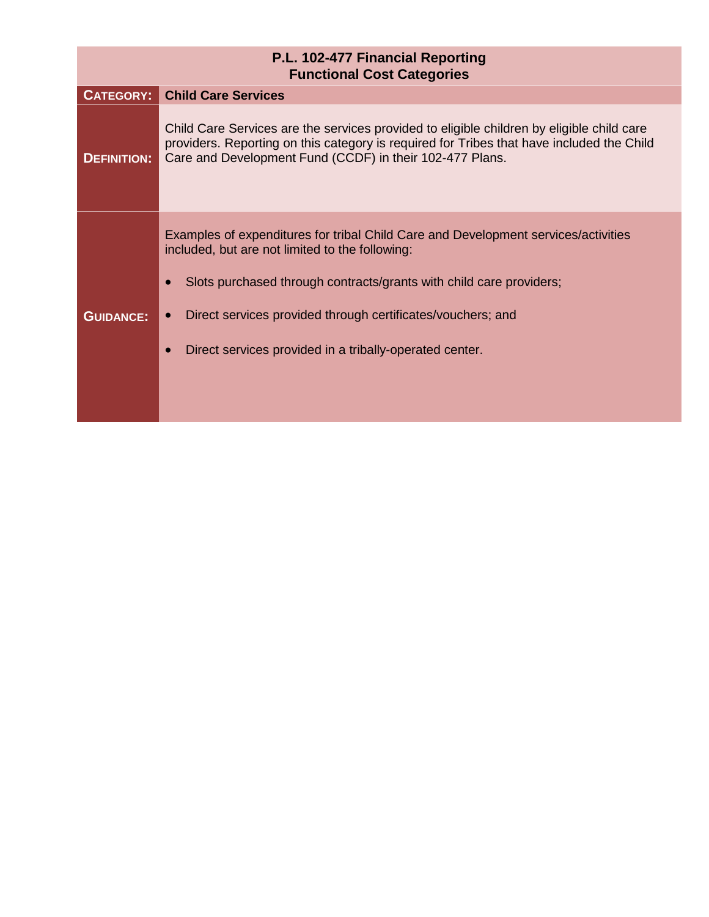| P.L. 102-477 Financial Reporting<br>Functional Cost Categories | |
|---|---|
| **CATEGORY:** | **Child Care Services** |
| **DEFINITION:** | Child Care Services are the services provided to eligible children by eligible child care providers. Reporting on this category is required for Tribes that have included the Child Care and Development Fund (CCDF) in their 102-477 Plans. |
| **GUIDANCE:** | Examples of expenditures for tribal Child Care and Development services/activities included, but are not limited to the following:<br><br>• Slots purchased through contracts/grants with child care providers;<br><br>• Direct services provided through certificates/vouchers; and<br><br>• Direct services provided in a tribally-operated center. |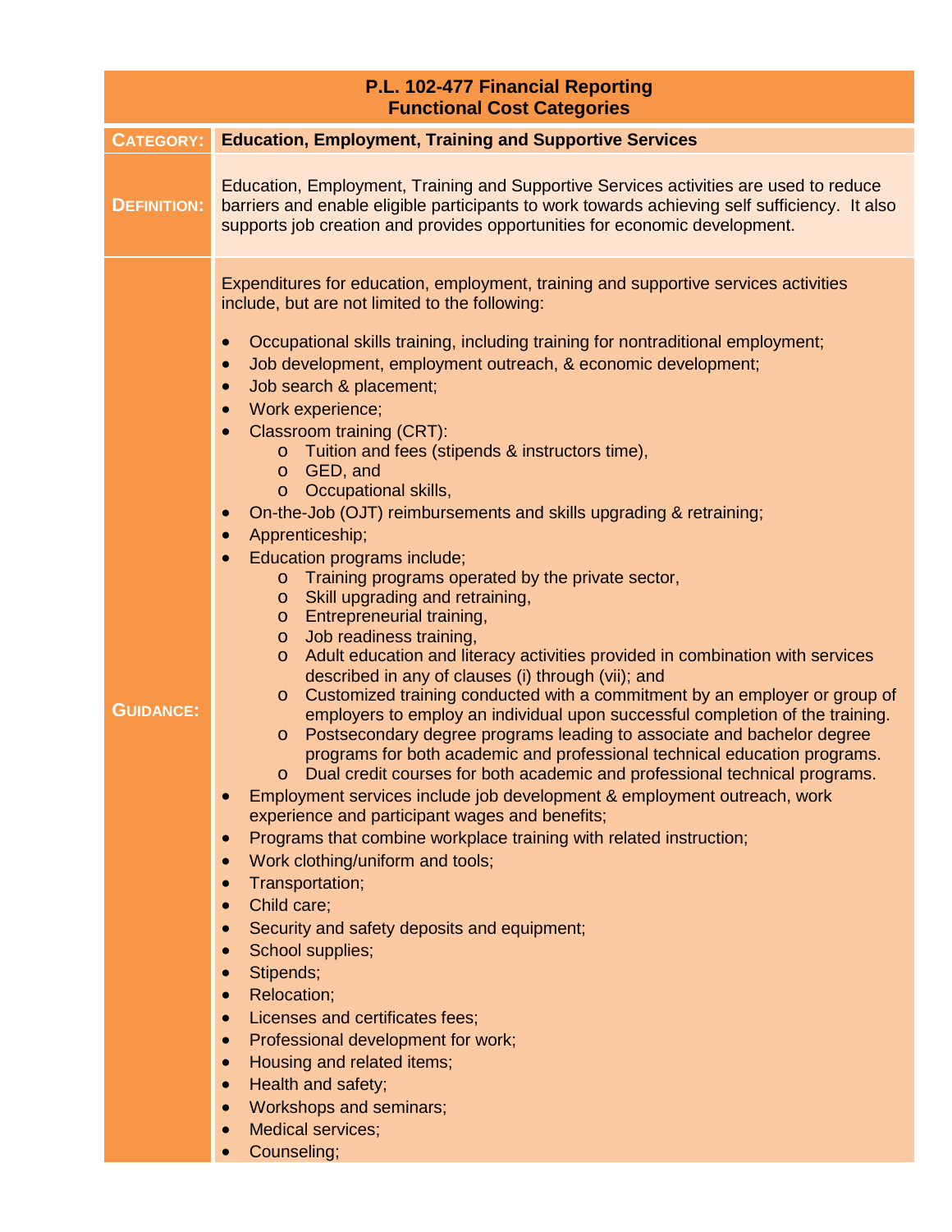# P.L. 102-477 Financial Reporting
## Functional Cost Categories

**CATEGORY:** Education, Employment, Training and Supportive Services

**DEFINITION:**

Education, Employment, Training and Supportive Services activities are used to reduce barriers and enable eligible participants to work towards achieving self sufficiency. It also supports job creation and provides opportunities for economic development.

**GUIDANCE:**

Expenditures for education, employment, training and supportive services activities include, but are not limited to the following:

- Occupational skills training, including training for nontraditional employment;
- Job development, employment outreach, & economic development;
- Job search & placement;
- Work experience;
- Classroom training (CRT):
  - Tuition and fees (stipends & instructors time),
  - GED, and
  - Occupational skills,
- On-the-Job (OJT) reimbursements and skills upgrading & retraining;
- Apprenticeship;
- Education programs include;
  - Training programs operated by the private sector,
  - Skill upgrading and retraining,
  - Entrepreneurial training,
  - Job readiness training,
  - Adult education and literacy activities provided in combination with services described in any of clauses (i) through (vii); and
  - Customized training conducted with a commitment by an employer or group of employers to employ an individual upon successful completion of the training.
  - Postsecondary degree programs leading to associate and bachelor degree programs for both academic and professional technical education programs.
  - Dual credit courses for both academic and professional technical programs.
- Employment services include job development & employment outreach, work experience and participant wages and benefits;
- Programs that combine workplace training with related instruction;
- Work clothing/uniform and tools;
- Transportation;
- Child care;
- Security and safety deposits and equipment;
- School supplies;
- Stipends;
- Relocation;
- Licenses and certificates fees;
- Professional development for work;
- Housing and related items;
- Health and safety;
- Workshops and seminars;
- Medical services;
- Counseling;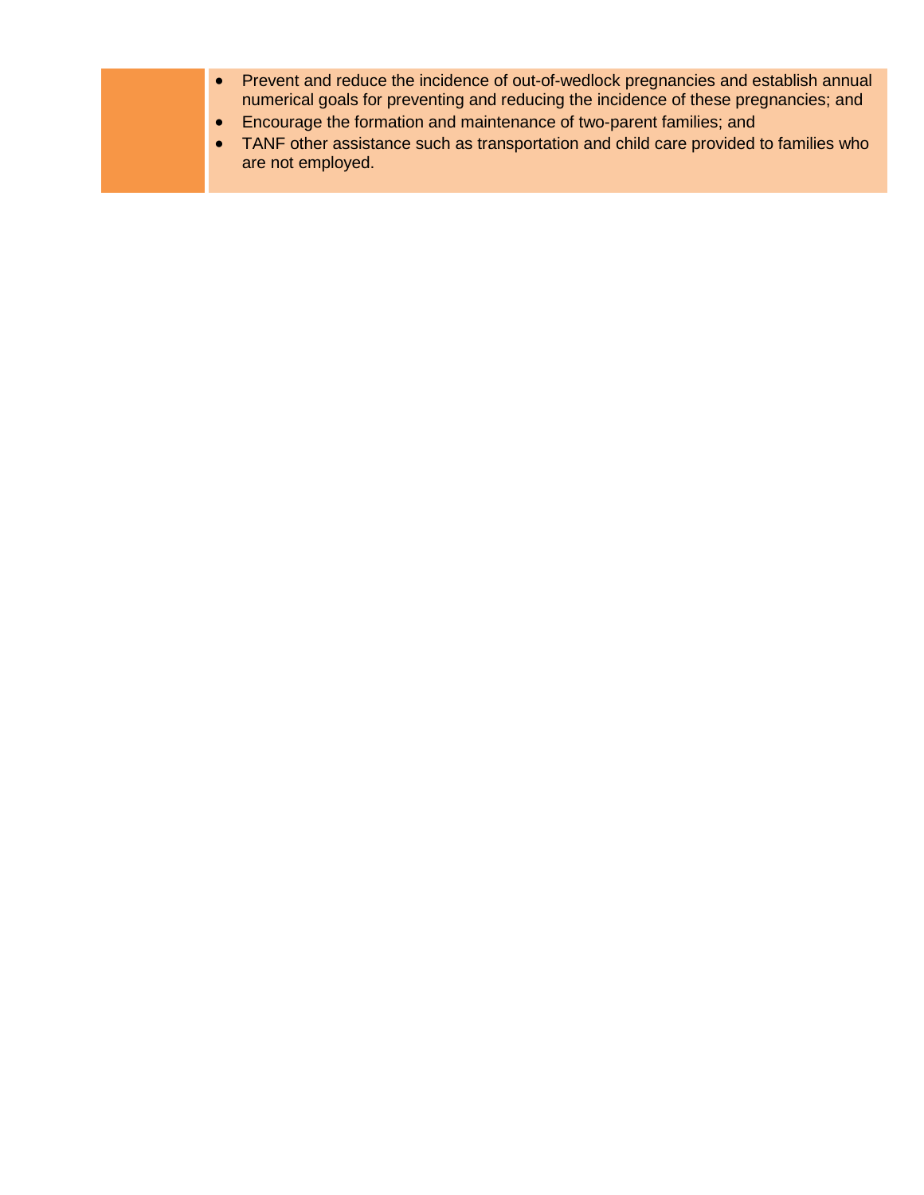- Prevent and reduce the incidence of out-of-wedlock pregnancies and establish annual numerical goals for preventing and reducing the incidence of these pregnancies; and
- Encourage the formation and maintenance of two-parent families; and
- TANF other assistance such as transportation and child care provided to families who are not employed.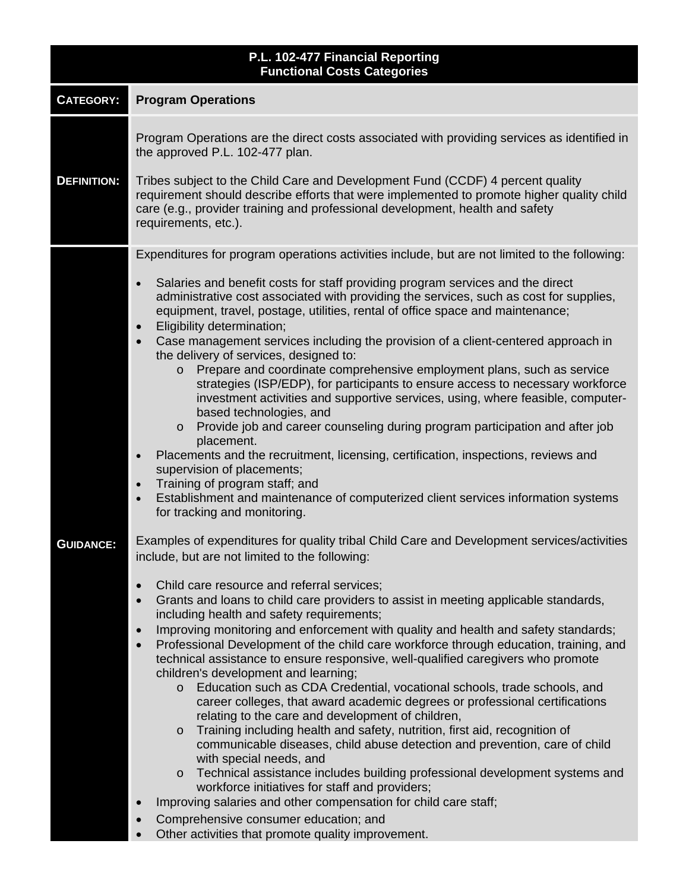**P.L. 102-477 Financial Reporting**
**Functional Costs Categories**

**CATEGORY:** **Program Operations**

**DEFINITION:**

Program Operations are the direct costs associated with providing services as identified in the approved P.L. 102-477 plan.

Tribes subject to the Child Care and Development Fund (CCDF) 4 percent quality requirement should describe efforts that were implemented to promote higher quality child care (e.g., provider training and professional development, health and safety requirements, etc.).

**GUIDANCE:**

Expenditures for program operations activities include, but are not limited to the following:

- Salaries and benefit costs for staff providing program services and the direct administrative cost associated with providing the services, such as cost for supplies, equipment, travel, postage, utilities, rental of office space and maintenance;
- Eligibility determination;
- Case management services including the provision of a client-centered approach in the delivery of services, designed to:
  - Prepare and coordinate comprehensive employment plans, such as service strategies (ISP/EDP), for participants to ensure access to necessary workforce investment activities and supportive services, using, where feasible, computer-based technologies, and
  - Provide job and career counseling during program participation and after job placement.
- Placements and the recruitment, licensing, certification, inspections, reviews and supervision of placements;
- Training of program staff; and
- Establishment and maintenance of computerized client services information systems for tracking and monitoring.

Examples of expenditures for quality tribal Child Care and Development services/activities include, but are not limited to the following:

- Child care resource and referral services;
- Grants and loans to child care providers to assist in meeting applicable standards, including health and safety requirements;
- Improving monitoring and enforcement with quality and health and safety standards;
- Professional Development of the child care workforce through education, training, and technical assistance to ensure responsive, well-qualified caregivers who promote children's development and learning;
  - Education such as CDA Credential, vocational schools, trade schools, and career colleges, that award academic degrees or professional certifications relating to the care and development of children,
  - Training including health and safety, nutrition, first aid, recognition of communicable diseases, child abuse detection and prevention, care of child with special needs, and
  - Technical assistance includes building professional development systems and workforce initiatives for staff and providers;
- Improving salaries and other compensation for child care staff;
- Comprehensive consumer education; and
- Other activities that promote quality improvement.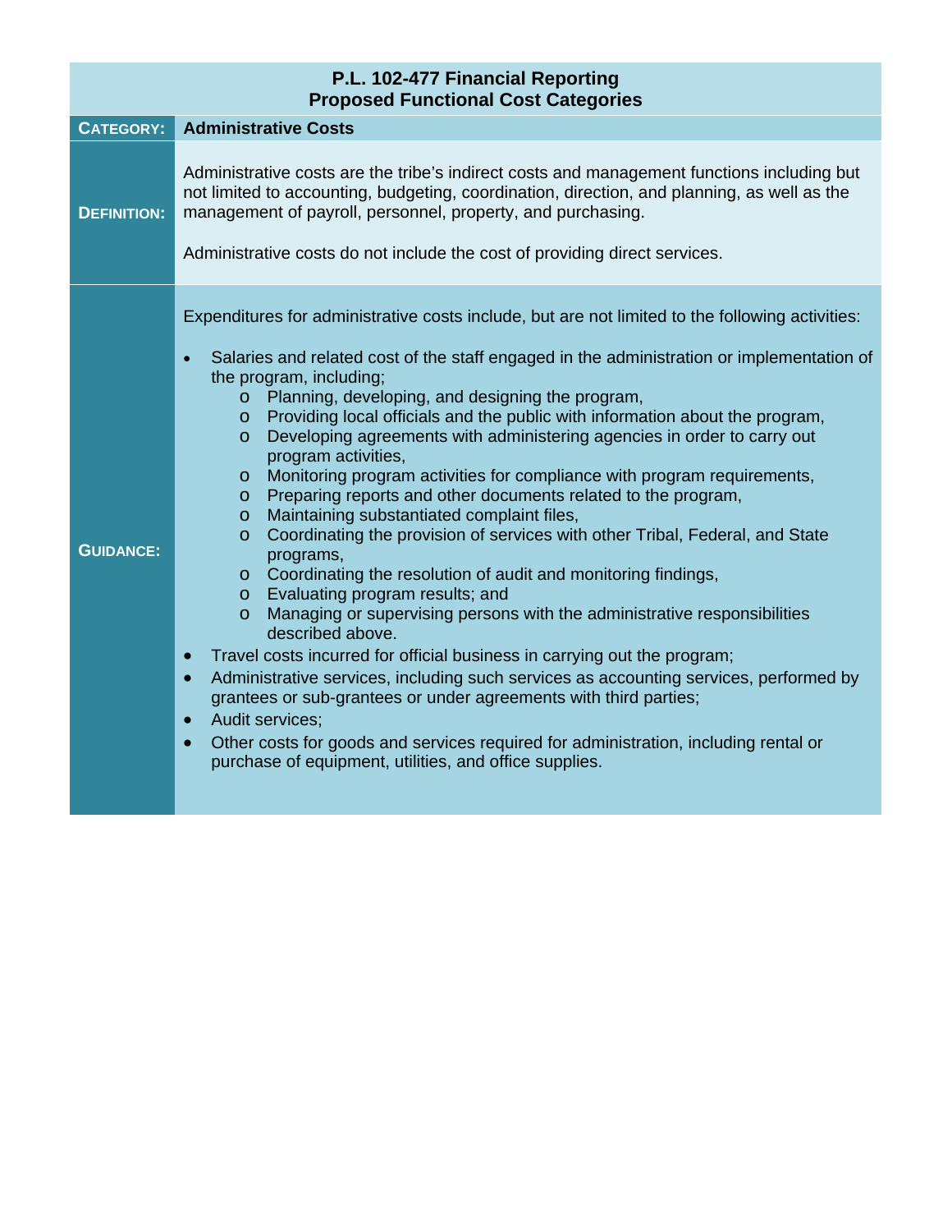## P.L. 102-477 Financial Reporting
## Proposed Functional Cost Categories

| | |
|---|---|
| **CATEGORY:** | **Administrative Costs** |
| **DEFINITION:** | Administrative costs are the tribe's indirect costs and management functions including but not limited to accounting, budgeting, coordination, direction, and planning, as well as the management of payroll, personnel, property, and purchasing.<br><br>Administrative costs do not include the cost of providing direct services. |
| **GUIDANCE:** | Expenditures for administrative costs include, but are not limited to the following activities:<br><br>• Salaries and related cost of the staff engaged in the administration or implementation of the program, including;<br>&nbsp;&nbsp;&nbsp;&nbsp;o Planning, developing, and designing the program,<br>&nbsp;&nbsp;&nbsp;&nbsp;o Providing local officials and the public with information about the program,<br>&nbsp;&nbsp;&nbsp;&nbsp;o Developing agreements with administering agencies in order to carry out program activities,<br>&nbsp;&nbsp;&nbsp;&nbsp;o Monitoring program activities for compliance with program requirements,<br>&nbsp;&nbsp;&nbsp;&nbsp;o Preparing reports and other documents related to the program,<br>&nbsp;&nbsp;&nbsp;&nbsp;o Maintaining substantiated complaint files,<br>&nbsp;&nbsp;&nbsp;&nbsp;o Coordinating the provision of services with other Tribal, Federal, and State programs,<br>&nbsp;&nbsp;&nbsp;&nbsp;o Coordinating the resolution of audit and monitoring findings,<br>&nbsp;&nbsp;&nbsp;&nbsp;o Evaluating program results; and<br>&nbsp;&nbsp;&nbsp;&nbsp;o Managing or supervising persons with the administrative responsibilities described above.<br>• Travel costs incurred for official business in carrying out the program;<br>• Administrative services, including such services as accounting services, performed by grantees or sub-grantees or under agreements with third parties;<br>• Audit services;<br>• Other costs for goods and services required for administration, including rental or purchase of equipment, utilities, and office supplies. |